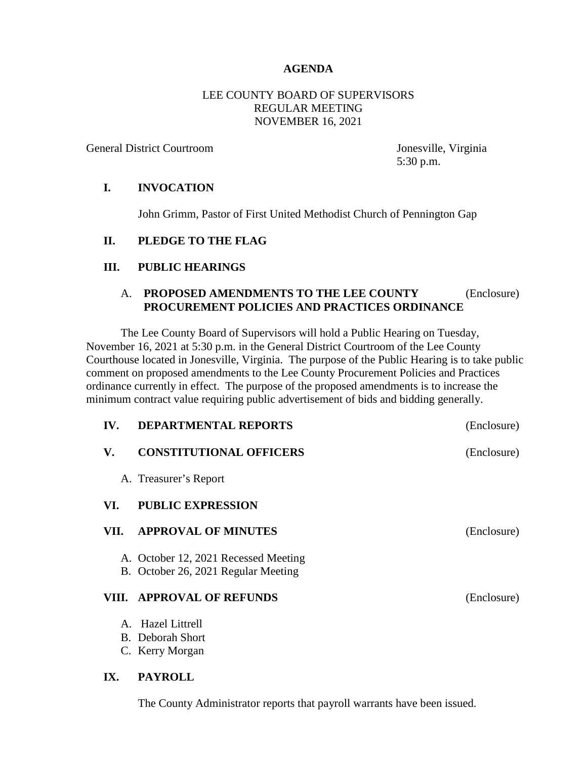# AGENDA

LEE COUNTY BOARD OF SUPERVISORS
REGULAR MEETING
NOVEMBER 16, 2021

General District Courtroom

Jonesville, Virginia
5:30 p.m.

## I. INVOCATION

John Grimm, Pastor of First United Methodist Church of Pennington Gap

## II. PLEDGE TO THE FLAG

## III. PUBLIC HEARINGS

### A. PROPOSED AMENDMENTS TO THE LEE COUNTY PROCUREMENT POLICIES AND PRACTICES ORDINANCE (Enclosure)

The Lee County Board of Supervisors will hold a Public Hearing on Tuesday, November 16, 2021 at 5:30 p.m. in the General District Courtroom of the Lee County Courthouse located in Jonesville, Virginia. The purpose of the Public Hearing is to take public comment on proposed amendments to the Lee County Procurement Policies and Practices ordinance currently in effect. The purpose of the proposed amendments is to increase the minimum contract value requiring public advertisement of bids and bidding generally.

## IV. DEPARTMENTAL REPORTS (Enclosure)

## V. CONSTITUTIONAL OFFICERS (Enclosure)

A. Treasurer's Report

## VI. PUBLIC EXPRESSION

## VII. APPROVAL OF MINUTES (Enclosure)

A. October 12, 2021 Recessed Meeting
B. October 26, 2021 Regular Meeting

## VIII. APPROVAL OF REFUNDS (Enclosure)

A. Hazel Littrell
B. Deborah Short
C. Kerry Morgan

## IX. PAYROLL

The County Administrator reports that payroll warrants have been issued.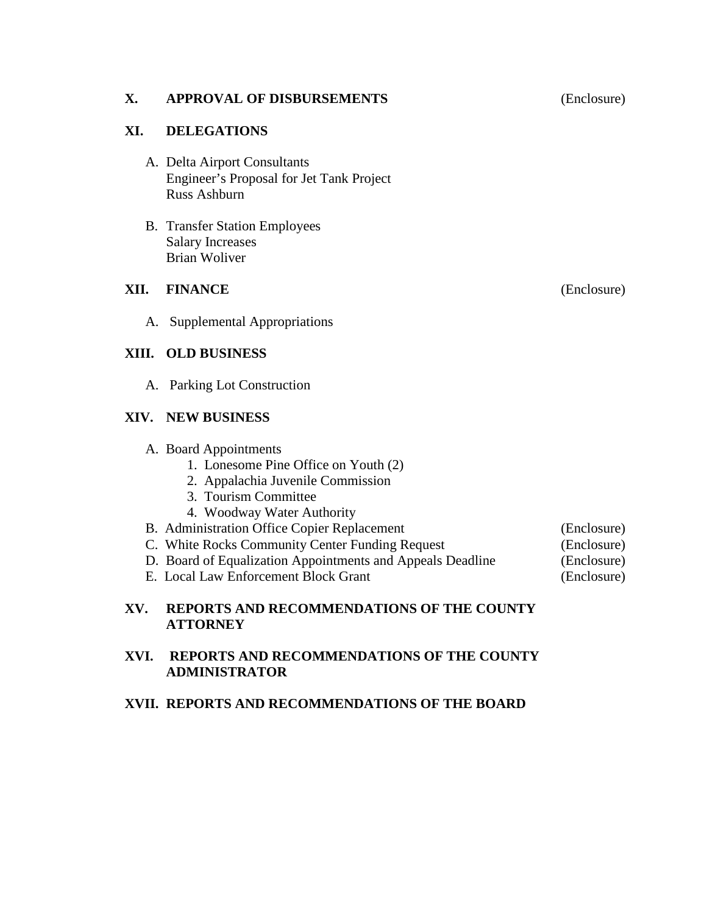**X. APPROVAL OF DISBURSEMENTS** (Enclosure)

**XI. DELEGATIONS**

A. Delta Airport Consultants
Engineer's Proposal for Jet Tank Project
Russ Ashburn

B. Transfer Station Employees
Salary Increases
Brian Woliver

**XII. FINANCE** (Enclosure)

A. Supplemental Appropriations

**XIII. OLD BUSINESS**

A. Parking Lot Construction

**XIV. NEW BUSINESS**

A. Board Appointments
   1. Lonesome Pine Office on Youth (2)
   2. Appalachia Juvenile Commission
   3. Tourism Committee
   4. Woodway Water Authority

B. Administration Office Copier Replacement (Enclosure)

C. White Rocks Community Center Funding Request (Enclosure)

D. Board of Equalization Appointments and Appeals Deadline (Enclosure)

E. Local Law Enforcement Block Grant (Enclosure)

**XV. REPORTS AND RECOMMENDATIONS OF THE COUNTY ATTORNEY**

**XVI. REPORTS AND RECOMMENDATIONS OF THE COUNTY ADMINISTRATOR**

**XVII. REPORTS AND RECOMMENDATIONS OF THE BOARD**